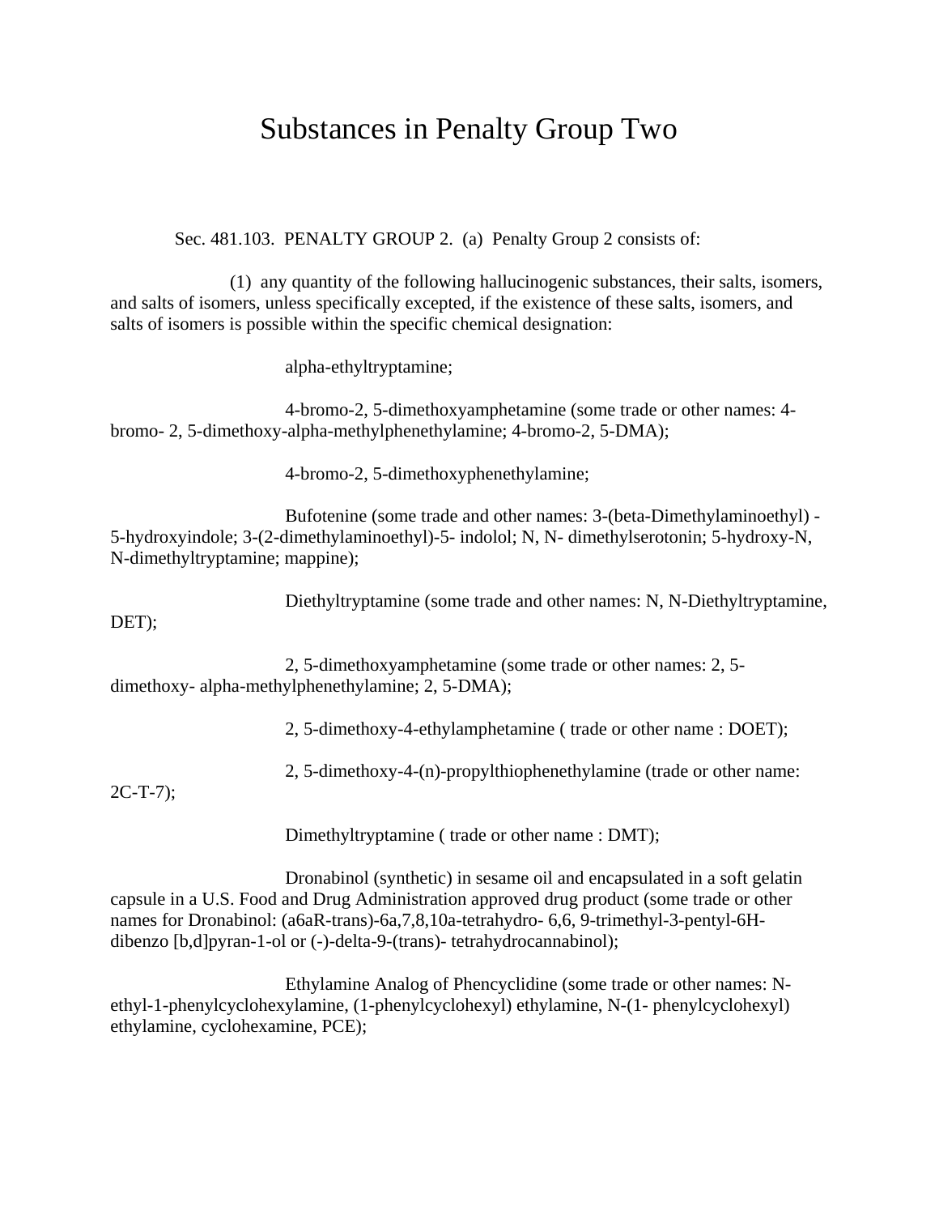# Substances in Penalty Group Two

Sec. 481.103. PENALTY GROUP 2. (a) Penalty Group 2 consists of:

(1) any quantity of the following hallucinogenic substances, their salts, isomers, and salts of isomers, unless specifically excepted, if the existence of these salts, isomers, and salts of isomers is possible within the specific chemical designation:

alpha-ethyltryptamine;

4-bromo-2, 5-dimethoxyamphetamine (some trade or other names: 4-bromo- 2, 5-dimethoxy-alpha-methylphenethylamine; 4-bromo-2, 5-DMA);

4-bromo-2, 5-dimethoxyphenethylamine;

Bufotenine (some trade and other names: 3-(beta-Dimethylaminoethyl) -5-hydroxyindole; 3-(2-dimethylaminoethyl)-5- indolol; N, N- dimethylserotonin; 5-hydroxy-N, N-dimethyltryptamine; mappine);

Diethyltryptamine (some trade and other names: N, N-Diethyltryptamine, DET);

2, 5-dimethoxyamphetamine (some trade or other names: 2, 5-dimethoxy- alpha-methylphenethylamine; 2, 5-DMA);

2, 5-dimethoxy-4-ethylamphetamine ( trade or other name : DOET);

2, 5-dimethoxy-4-(n)-propylthiophenethylamine (trade or other name: 2C-T-7);

Dimethyltryptamine ( trade or other name : DMT);

Dronabinol (synthetic) in sesame oil and encapsulated in a soft gelatin capsule in a U.S. Food and Drug Administration approved drug product (some trade or other names for Dronabinol: (a6aR-trans)-6a,7,8,10a-tetrahydro- 6,6, 9-trimethyl-3-pentyl-6H-dibenzo [b,d]pyran-1-ol or (-)-delta-9-(trans)- tetrahydrocannabinol);

Ethylamine Analog of Phencyclidine (some trade or other names: N-ethyl-1-phenylcyclohexylamine, (1-phenylcyclohexyl) ethylamine, N-(1- phenylcyclohexyl) ethylamine, cyclohexamine, PCE);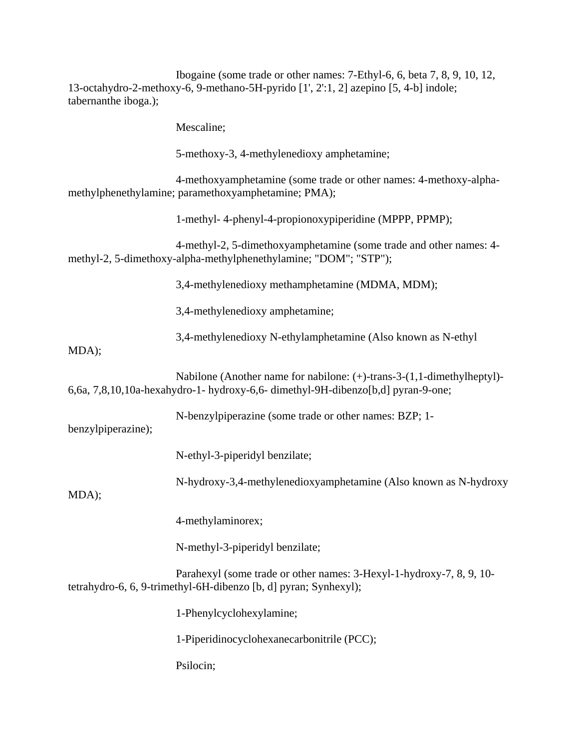Ibogaine (some trade or other names: 7-Ethyl-6, 6, beta 7, 8, 9, 10, 12, 13-octahydro-2-methoxy-6, 9-methano-5H-pyrido [1', 2':1, 2] azepino [5, 4-b] indole; tabernanthe iboga.);

Mescaline;

5-methoxy-3, 4-methylenedioxy amphetamine;

4-methoxyamphetamine (some trade or other names: 4-methoxy-alpha-methylphenethylamine; paramethoxyamphetamine; PMA);

1-methyl- 4-phenyl-4-propionoxypiperidine (MPPP, PPMP);

4-methyl-2, 5-dimethoxyamphetamine (some trade and other names: 4-methyl-2, 5-dimethoxy-alpha-methylphenethylamine; "DOM"; "STP");

3,4-methylenedioxy methamphetamine (MDMA, MDM);

3,4-methylenedioxy amphetamine;

3,4-methylenedioxy N-ethylamphetamine (Also known as N-ethyl MDA);

Nabilone (Another name for nabilone: (+)-trans-3-(1,1-dimethylheptyl)-6,6a, 7,8,10,10a-hexahydro-1- hydroxy-6,6- dimethyl-9H-dibenzo[b,d] pyran-9-one;

N-benzylpiperazine (some trade or other names: BZP; 1-benzylpiperazine);

N-ethyl-3-piperidyl benzilate;

N-hydroxy-3,4-methylenedioxyamphetamine (Also known as N-hydroxy MDA);

4-methylaminorex;

N-methyl-3-piperidyl benzilate;

Parahexyl (some trade or other names: 3-Hexyl-1-hydroxy-7, 8, 9, 10-tetrahydro-6, 6, 9-trimethyl-6H-dibenzo [b, d] pyran; Synhexyl);

1-Phenylcyclohexylamine;

1-Piperidinocyclohexanecarbonitrile (PCC);

Psilocin;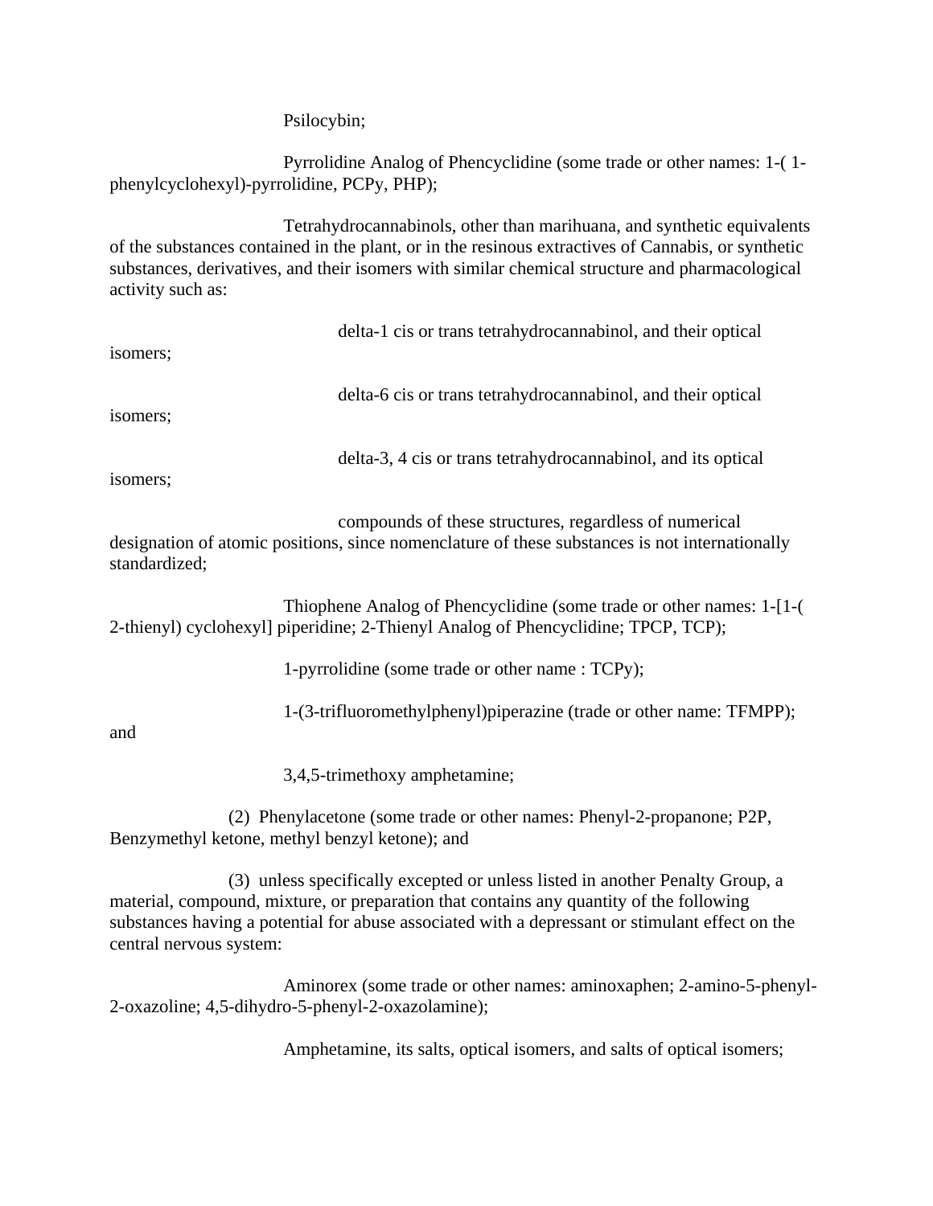Psilocybin;

Pyrrolidine Analog of Phencyclidine (some trade or other names: 1-( 1-phenylcyclohexyl)-pyrrolidine, PCPy, PHP);

Tetrahydrocannabinols, other than marihuana, and synthetic equivalents of the substances contained in the plant, or in the resinous extractives of Cannabis, or synthetic substances, derivatives, and their isomers with similar chemical structure and pharmacological activity such as:

delta-1 cis or trans tetrahydrocannabinol, and their optical isomers;

delta-6 cis or trans tetrahydrocannabinol, and their optical isomers;

delta-3, 4 cis or trans tetrahydrocannabinol, and its optical isomers;

compounds of these structures, regardless of numerical designation of atomic positions, since nomenclature of these substances is not internationally standardized;

Thiophene Analog of Phencyclidine (some trade or other names: 1-[1-( 2-thienyl) cyclohexyl] piperidine; 2-Thienyl Analog of Phencyclidine; TPCP, TCP);

1-pyrrolidine (some trade or other name : TCPy);

1-(3-trifluoromethylphenyl)piperazine (trade or other name: TFMPP); and

3,4,5-trimethoxy amphetamine;

(2) Phenylacetone (some trade or other names: Phenyl-2-propanone; P2P, Benzymethyl ketone, methyl benzyl ketone); and

(3) unless specifically excepted or unless listed in another Penalty Group, a material, compound, mixture, or preparation that contains any quantity of the following substances having a potential for abuse associated with a depressant or stimulant effect on the central nervous system:

Aminorex (some trade or other names: aminoxaphen; 2-amino-5-phenyl-2-oxazoline; 4,5-dihydro-5-phenyl-2-oxazolamine);

Amphetamine, its salts, optical isomers, and salts of optical isomers;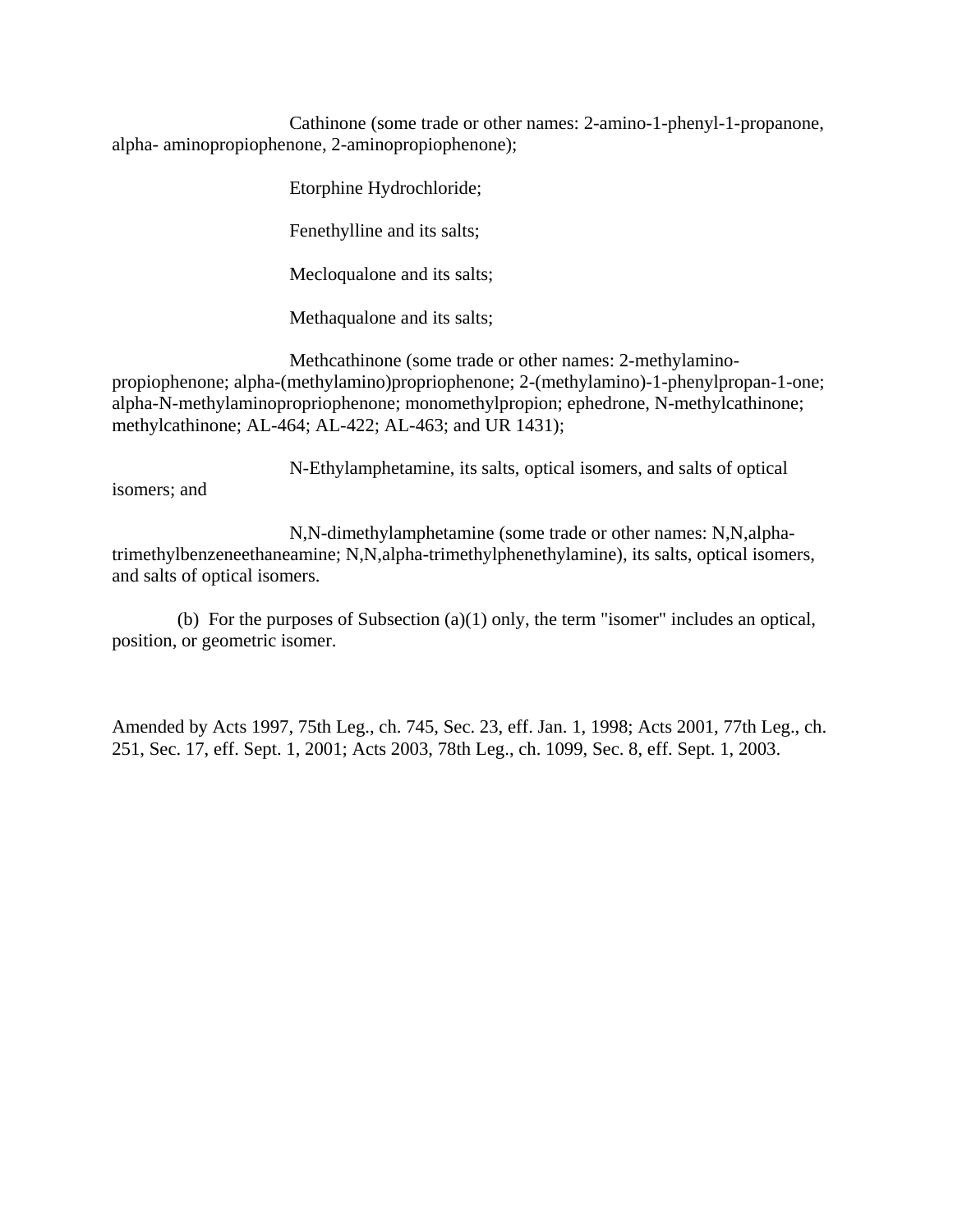Cathinone (some trade or other names: 2-amino-1-phenyl-1-propanone, alpha- aminopropiophenone, 2-aminopropiophenone);

Etorphine Hydrochloride;

Fenethylline and its salts;

Mecloqualone and its salts;

Methaqualone and its salts;

Methcathinone (some trade or other names: 2-methylamino-propiophenone; alpha-(methylamino)propriophenone; 2-(methylamino)-1-phenylpropan-1-one; alpha-N-methylaminopropriophenone; monomethylpropion; ephedrone, N-methylcathinone; methylcathinone; AL-464; AL-422; AL-463; and UR 1431);

N-Ethylamphetamine, its salts, optical isomers, and salts of optical isomers; and

N,N-dimethylamphetamine (some trade or other names: N,N,alpha-trimethylbenzeneethaneamine; N,N,alpha-trimethylphenethylamine), its salts, optical isomers, and salts of optical isomers.

(b) For the purposes of Subsection (a)(1) only, the term "isomer" includes an optical, position, or geometric isomer.

Amended by Acts 1997, 75th Leg., ch. 745, Sec. 23, eff. Jan. 1, 1998; Acts 2001, 77th Leg., ch. 251, Sec. 17, eff. Sept. 1, 2001; Acts 2003, 78th Leg., ch. 1099, Sec. 8, eff. Sept. 1, 2003.